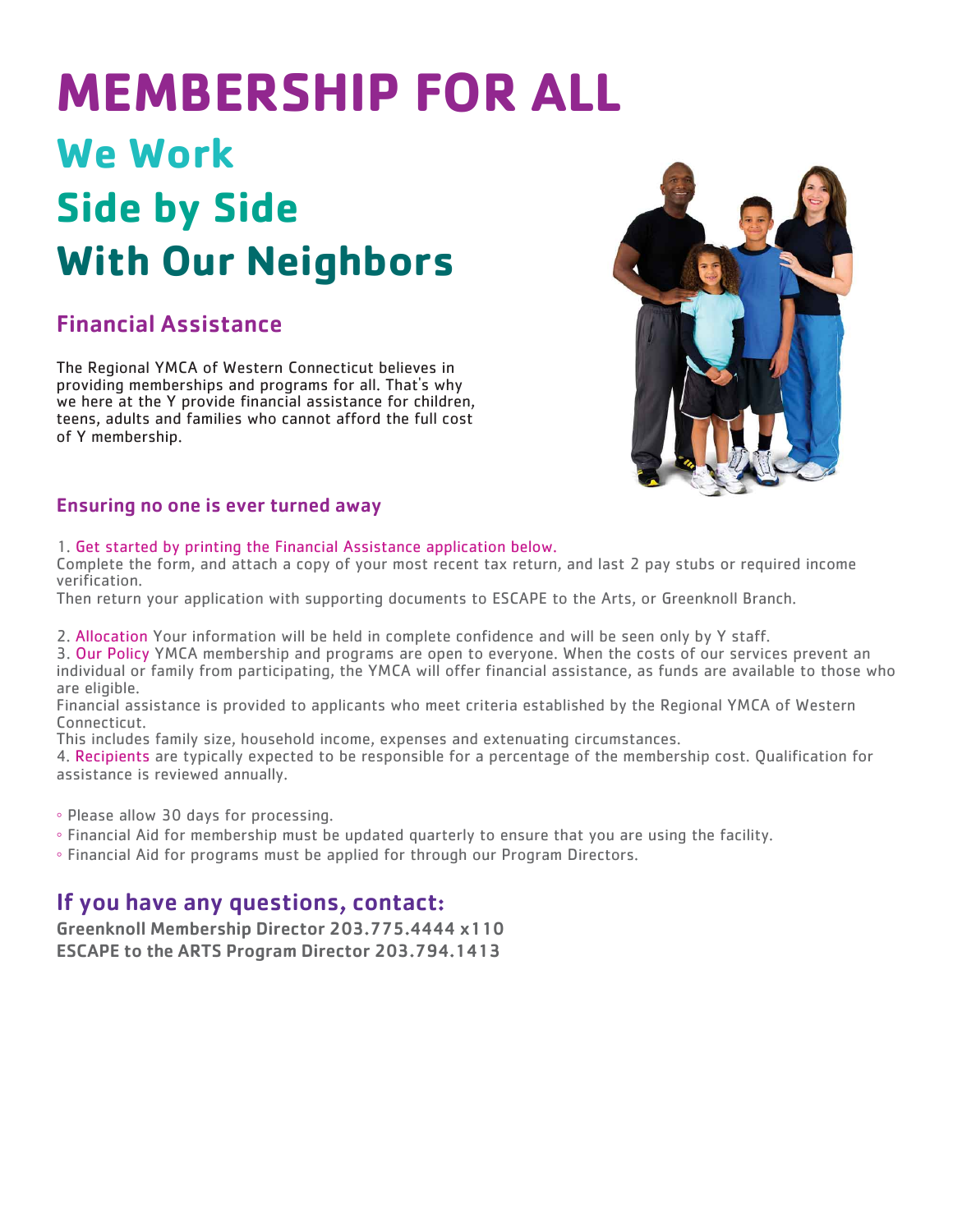# MEMBERSHIP FOR ALL

## We Work Side by Side With Our Neighbors

### Financial Assistance

The Regional YMCA of Western Connecticut believes in providing memberships and programs for all. That's why we here at the Y provide financial assistance for children, teens, adults and families who cannot afford the full cost of Y membership.

### Ensuring no one is ever turned away

1. Get started by printing the Financial Assistance application below.
Complete the form, and attach a copy of your most recent tax return, and last 2 pay stubs or required income verification.
Then return your application with supporting documents to ESCAPE to the Arts, or Greenknoll Branch.

2. Allocation Your information will be held in complete confidence and will be seen only by Y staff.
3. Our Policy YMCA membership and programs are open to everyone. When the costs of our services prevent an individual or family from participating, the YMCA will offer financial assistance, as funds are available to those who are eligible.
Financial assistance is provided to applicants who meet criteria established by the Regional YMCA of Western Connecticut.
This includes family size, household income, expenses and extenuating circumstances.
4. Recipients are typically expected to be responsible for a percentage of the membership cost. Qualification for assistance is reviewed annually.

- Please allow 30 days for processing.
- Financial Aid for membership must be updated quarterly to ensure that you are using the facility.
- Financial Aid for programs must be applied for through our Program Directors.

## If you have any questions, contact:

**Greenknoll Membership Director 203.775.4444 x110**
**ESCAPE to the ARTS Program Director 203.794.1413**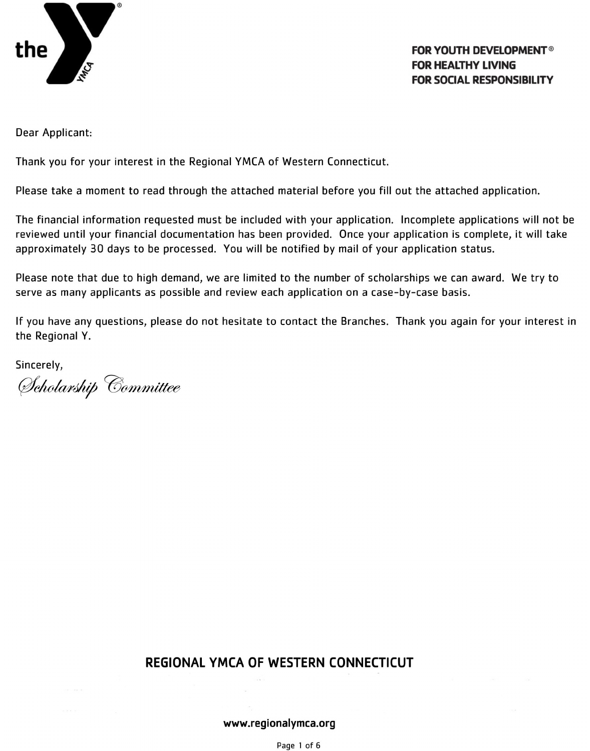FOR YOUTH DEVELOPMENT®
FOR HEALTHY LIVING
FOR SOCIAL RESPONSIBILITY

Dear Applicant:

Thank you for your interest in the Regional YMCA of Western Connecticut.

Please take a moment to read through the attached material before you fill out the attached application.

The financial information requested must be included with your application. Incomplete applications will not be reviewed until your financial documentation has been provided. Once your application is complete, it will take approximately 30 days to be processed. You will be notified by mail of your application status.

Please note that due to high demand, we are limited to the number of scholarships we can award. We try to serve as many applicants as possible and review each application on a case-by-case basis.

If you have any questions, please do not hesitate to contact the Branches. Thank you again for your interest in the Regional Y.

Sincerely,

*Scholarship Committee*

**REGIONAL YMCA OF WESTERN CONNECTICUT**

www.regionalymca.org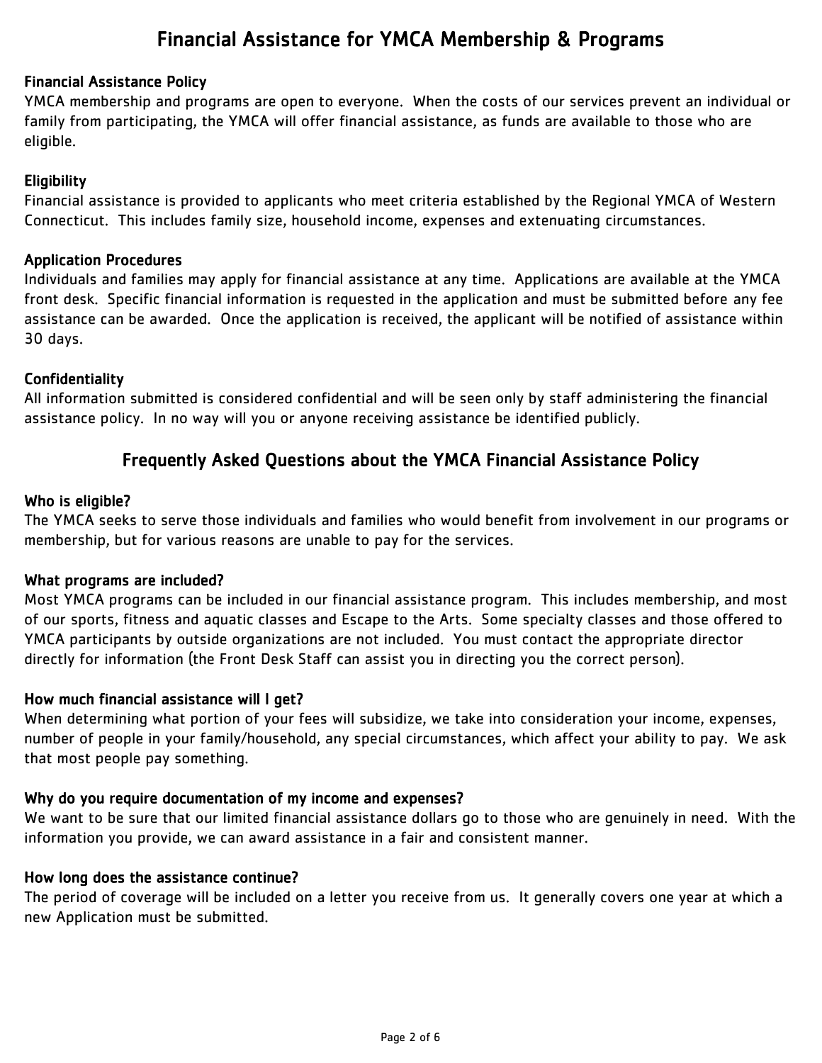# Financial Assistance for YMCA Membership & Programs

### Financial Assistance Policy

YMCA membership and programs are open to everyone. When the costs of our services prevent an individual or family from participating, the YMCA will offer financial assistance, as funds are available to those who are eligible.

### Eligibility

Financial assistance is provided to applicants who meet criteria established by the Regional YMCA of Western Connecticut. This includes family size, household income, expenses and extenuating circumstances.

### Application Procedures

Individuals and families may apply for financial assistance at any time. Applications are available at the YMCA front desk. Specific financial information is requested in the application and must be submitted before any fee assistance can be awarded. Once the application is received, the applicant will be notified of assistance within 30 days.

### Confidentiality

All information submitted is considered confidential and will be seen only by staff administering the financial assistance policy. In no way will you or anyone receiving assistance be identified publicly.

## Frequently Asked Questions about the YMCA Financial Assistance Policy

### Who is eligible?

The YMCA seeks to serve those individuals and families who would benefit from involvement in our programs or membership, but for various reasons are unable to pay for the services.

### What programs are included?

Most YMCA programs can be included in our financial assistance program. This includes membership, and most of our sports, fitness and aquatic classes and Escape to the Arts. Some specialty classes and those offered to YMCA participants by outside organizations are not included. You must contact the appropriate director directly for information (the Front Desk Staff can assist you in directing you the correct person).

### How much financial assistance will I get?

When determining what portion of your fees will subsidize, we take into consideration your income, expenses, number of people in your family/household, any special circumstances, which affect your ability to pay. We ask that most people pay something.

### Why do you require documentation of my income and expenses?

We want to be sure that our limited financial assistance dollars go to those who are genuinely in need. With the information you provide, we can award assistance in a fair and consistent manner.

### How long does the assistance continue?

The period of coverage will be included on a letter you receive from us. It generally covers one year at which a new Application must be submitted.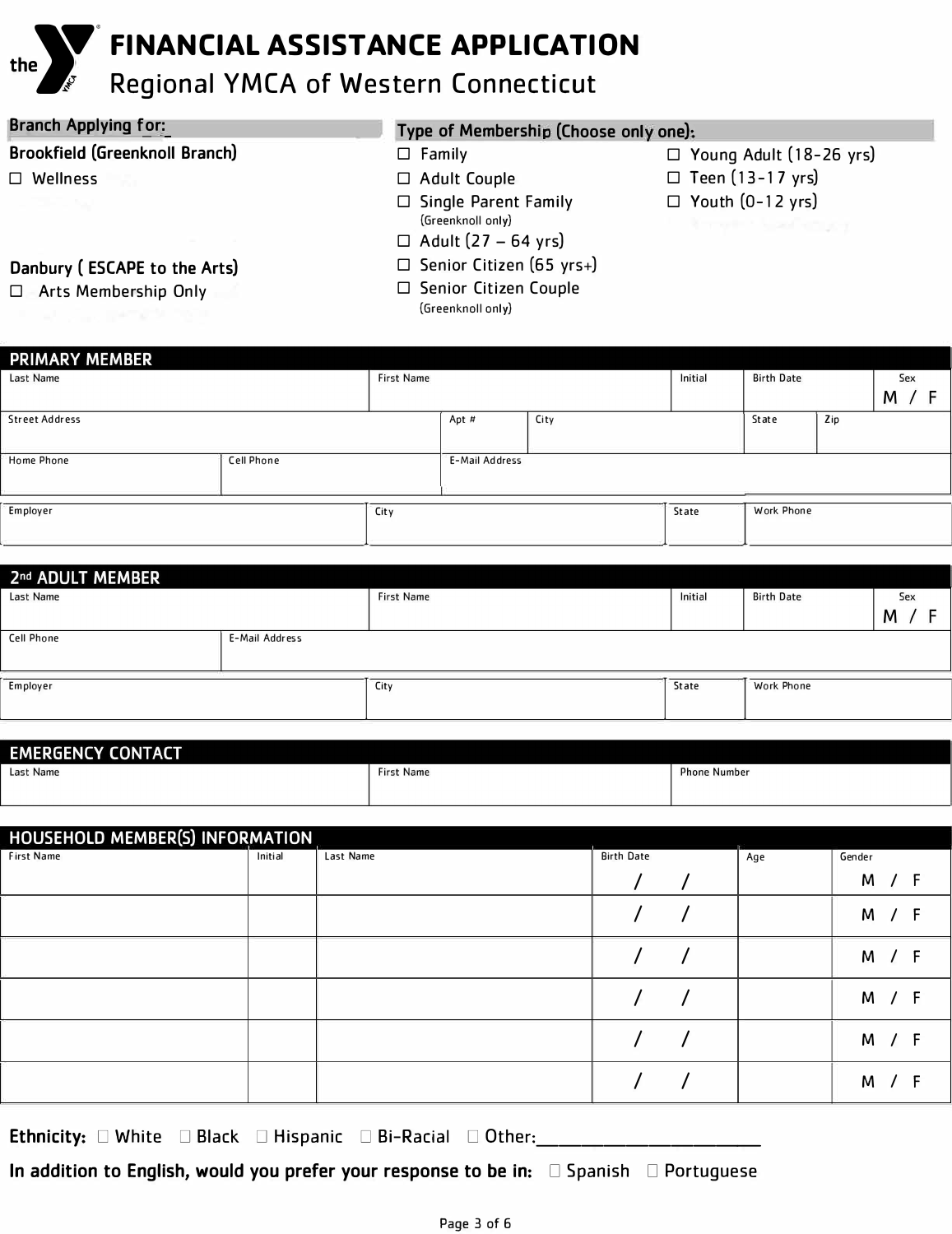# FINANCIAL ASSISTANCE APPLICATION

## Regional YMCA of Western Connecticut

**Branch Applying for:**

**Brookfield (Greenknoll Branch)**

☐ Wellness

**Danbury ( ESCAPE to the Arts)**

☐ Arts Membership Only

**Type of Membership (Choose only one):**

☐ Family
☐ Adult Couple
☐ Single Parent Family (Greenknoll only)
☐ Adult (27 – 64 yrs)
☐ Senior Citizen (65 yrs+)
☐ Senior Citizen Couple (Greenknoll only)
☐ Young Adult (18-26 yrs)
☐ Teen (13-17 yrs)
☐ Youth (0-12 yrs)

## PRIMARY MEMBER

| Last Name | First Name | Initial | Birth Date | Sex M / F |
|---|---|---|---|---|
| | | | | |

| Street Address | Apt # | City | State | Zip |
|---|---|---|---|---|
| | | | | |

| Home Phone | Cell Phone | E-Mail Address |
|---|---|---|
| | | |

| Employer | City | State | Work Phone |
|---|---|---|---|
| | | | |

## 2nd ADULT MEMBER

| Last Name | First Name | Initial | Birth Date | Sex M / F |
|---|---|---|---|---|
| | | | | |

| Cell Phone | E-Mail Address |
|---|---|
| | |

| Employer | City | State | Work Phone |
|---|---|---|---|
| | | | |

## EMERGENCY CONTACT

| Last Name | First Name | Phone Number |
|---|---|---|
| | | |

## HOUSEHOLD MEMBER(S) INFORMATION

| First Name | Initial | Last Name | Birth Date | Age | Gender |
|---|---|---|---|---|---|
| | | | / / | | M / F |
| | | | / / | | M / F |
| | | | / / | | M / F |
| | | | / / | | M / F |
| | | | / / | | M / F |
| | | | / / | | M / F |

**Ethnicity:** ☐ White ☐ Black ☐ Hispanic ☐ Bi-Racial ☐ Other:______________________

**In addition to English, would you prefer your response to be in:** ☐ Spanish ☐ Portuguese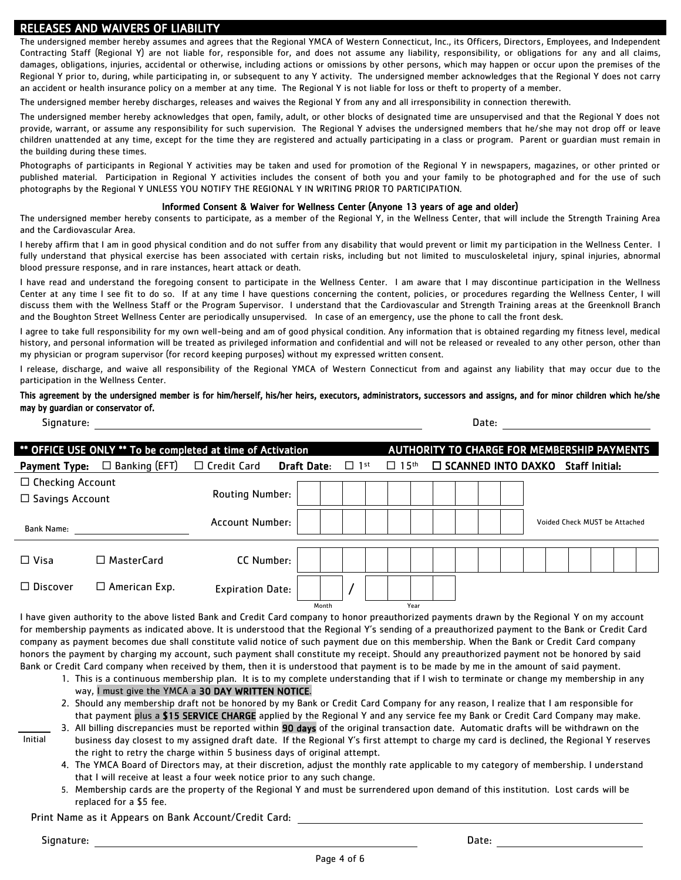## RELEASES AND WAIVERS OF LIABILITY

The undersigned member hereby assumes and agrees that the Regional YMCA of Western Connecticut, Inc., its Officers, Directors, Employees, and Independent Contracting Staff (Regional Y) are not liable for, responsible for, and does not assume any liability, responsibility, or obligations for any and all claims, damages, obligations, injuries, accidental or otherwise, including actions or omissions by other persons, which may happen or occur upon the premises of the Regional Y prior to, during, while participating in, or subsequent to any Y activity. The undersigned member acknowledges that the Regional Y does not carry an accident or health insurance policy on a member at any time. The Regional Y is not liable for loss or theft to property of a member.

The undersigned member hereby discharges, releases and waives the Regional Y from any and all irresponsibility in connection therewith.

The undersigned member hereby acknowledges that open, family, adult, or other blocks of designated time are unsupervised and that the Regional Y does not provide, warrant, or assume any responsibility for such supervision. The Regional Y advises the undersigned members that he/she may not drop off or leave children unattended at any time, except for the time they are registered and actually participating in a class or program. Parent or guardian must remain in the building during these times.

Photographs of participants in Regional Y activities may be taken and used for promotion of the Regional Y in newspapers, magazines, or other printed or published material. Participation in Regional Y activities includes the consent of both you and your family to be photographed and for the use of such photographs by the Regional Y UNLESS YOU NOTIFY THE REGIONAL Y IN WRITING PRIOR TO PARTICIPATION.

### Informed Consent & Waiver for Wellness Center (Anyone 13 years of age and older)

The undersigned member hereby consents to participate, as a member of the Regional Y, in the Wellness Center, that will include the Strength Training Area and the Cardiovascular Area.

I hereby affirm that I am in good physical condition and do not suffer from any disability that would prevent or limit my participation in the Wellness Center. I fully understand that physical exercise has been associated with certain risks, including but not limited to musculoskeletal injury, spinal injuries, abnormal blood pressure response, and in rare instances, heart attack or death.

I have read and understand the foregoing consent to participate in the Wellness Center. I am aware that I may discontinue participation in the Wellness Center at any time I see fit to do so. If at any time I have questions concerning the content, policies, or procedures regarding the Wellness Center, I will discuss them with the Wellness Staff or the Program Supervisor. I understand that the Cardiovascular and Strength Training areas at the Greenknoll Branch and the Boughton Street Wellness Center are periodically unsupervised. In case of an emergency, use the phone to call the front desk.

I agree to take full responsibility for my own well-being and am of good physical condition. Any information that is obtained regarding my fitness level, medical history, and personal information will be treated as privileged information and confidential and will not be released or revealed to any other person, other than my physician or program supervisor (for record keeping purposes) without my expressed written consent.

I release, discharge, and waive all responsibility of the Regional YMCA of Western Connecticut from and against any liability that may occur due to the participation in the Wellness Center.

**This agreement by the undersigned member is for him/herself, his/her heirs, executors, administrators, successors and assigns, and for minor children which he/she may by guardian or conservator of.**

Signature: ______________________________ Date: ______________

## ** OFFICE USE ONLY ** To be completed at time of Activation — AUTHORITY TO CHARGE FOR MEMBERSHIP PAYMENTS

**Payment Type:** ☐ Banking (EFT) ☐ Credit Card **Draft Date:** ☐ 1st ☐ 15th ☐ **SCANNED INTO DAXKO** **Staff Initial:**

☐ Checking Account
☐ Savings Account

Routing Number: | | | | | | | | | |

Bank Name: ______________ Account Number: | | | | | | | | | | Voided Check MUST be Attached

☐ Visa ☐ MasterCard CC Number: | | | | | | | | | | | | | | | | |

☐ Discover ☐ American Exp. Expiration Date: | | / | | | |
Month / Year

I have given authority to the above listed Bank and Credit Card company to honor preauthorized payments drawn by the Regional Y on my account for membership payments as indicated above. It is understood that the Regional Y's sending of a preauthorized payment to the Bank or Credit Card company as payment becomes due shall constitute valid notice of such payment due on this membership. When the Bank or Credit Card company honors the payment by charging my account, such payment shall constitute my receipt. Should any preauthorized payment not be honored by said Bank or Credit Card company when received by them, then it is understood that payment is to be made by me in the amount of said payment.

1. This is a continuous membership plan. It is to my complete understanding that if I wish to terminate or change my membership in any way, I must give the YMCA a **30 DAY WRITTEN NOTICE**.
2. Should any membership draft not be honored by my Bank or Credit Card Company for any reason, I realize that I am responsible for that payment plus a **$15 SERVICE CHARGE** applied by the Regional Y and any service fee my Bank or Credit Card Company may make.
3. All billing discrepancies must be reported within **90 days** of the original transaction date. Automatic drafts will be withdrawn on the business day closest to my assigned draft date. If the Regional Y's first attempt to charge my card is declined, the Regional Y reserves the right to retry the charge within 5 business days of original attempt.
4. The YMCA Board of Directors may, at their discretion, adjust the monthly rate applicable to my category of membership. I understand that I will receive at least a four week notice prior to any such change.
5. Membership cards are the property of the Regional Y and must be surrendered upon demand of this institution. Lost cards will be replaced for a $5 fee.

______ Initial

Print Name as it Appears on Bank Account/Credit Card: ______________________________

Signature: ______________________________ Date: ______________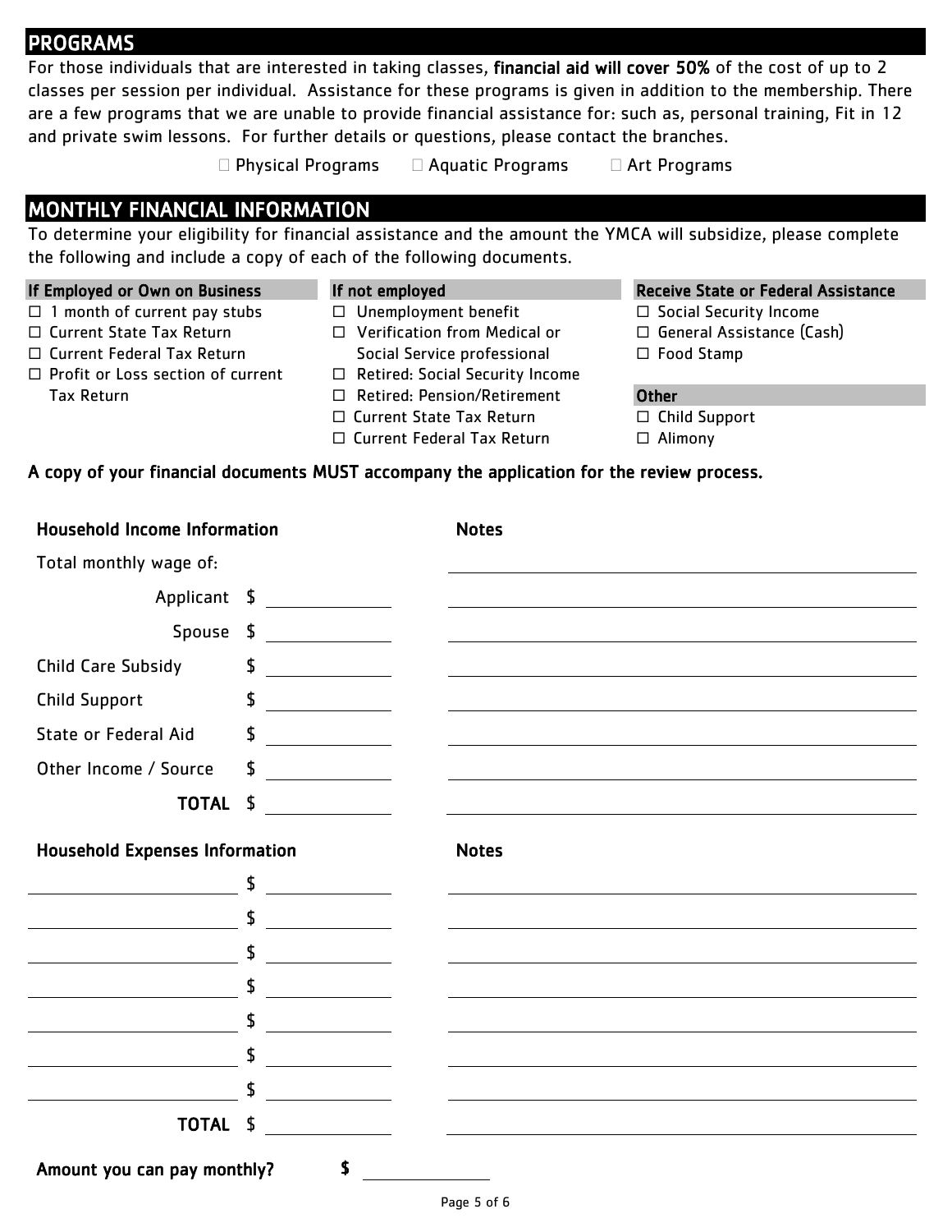## PROGRAMS

For those individuals that are interested in taking classes, **financial aid will cover 50%** of the cost of up to 2 classes per session per individual. Assistance for these programs is given in addition to the membership. There are a few programs that we are unable to provide financial assistance for: such as, personal training, Fit in 12 and private swim lessons. For further details or questions, please contact the branches.

☐ Physical Programs ☐ Aquatic Programs ☐ Art Programs

## MONTHLY FINANCIAL INFORMATION

To determine your eligibility for financial assistance and the amount the YMCA will subsidize, please complete the following and include a copy of each of the following documents.

**If Employed or Own on Business**

- ☐ 1 month of current pay stubs
- ☐ Current State Tax Return
- ☐ Current Federal Tax Return
- ☐ Profit or Loss section of current Tax Return

**If not employed**

- ☐ Unemployment benefit
- ☐ Verification from Medical or Social Service professional
- ☐ Retired: Social Security Income
- ☐ Retired: Pension/Retirement
- ☐ Current State Tax Return
- ☐ Current Federal Tax Return

**Receive State or Federal Assistance**

- ☐ Social Security Income
- ☐ General Assistance (Cash)
- ☐ Food Stamp

**Other**

- ☐ Child Support
- ☐ Alimony

**A copy of your financial documents MUST accompany the application for the review process.**

| **Household Income Information** | | **Notes** |
|---|---|---|
| Total monthly wage of: | | |
| Applicant | $ | |
| Spouse | $ | |
| Child Care Subsidy | $ | |
| Child Support | $ | |
| State or Federal Aid | $ | |
| Other Income / Source | $ | |
| **TOTAL** | $ | |

| **Household Expenses Information** | | **Notes** |
|---|---|---|
| | $ | |
| | $ | |
| | $ | |
| | $ | |
| | $ | |
| | $ | |
| | $ | |
| **TOTAL** | $ | |

**Amount you can pay monthly?** **$** ____________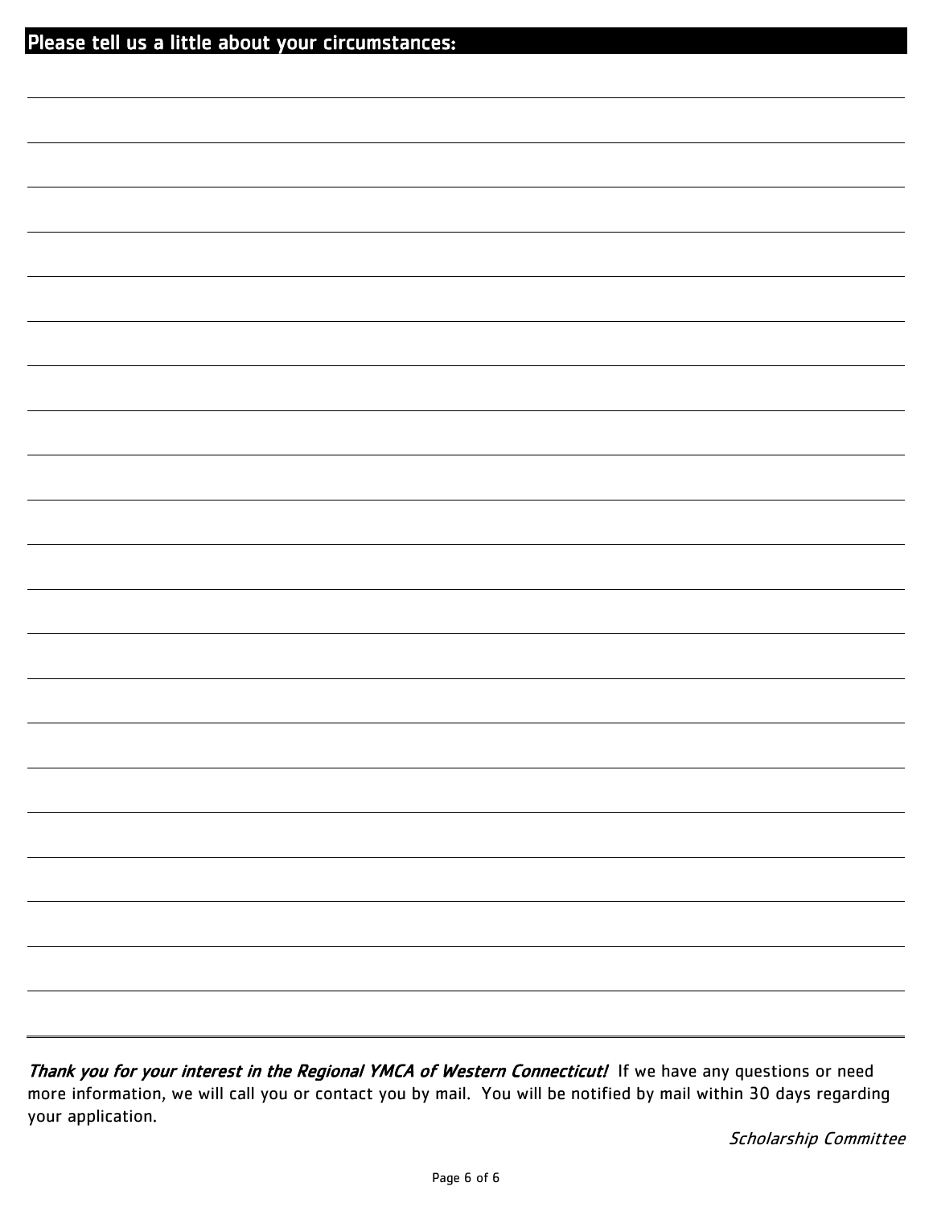## Please tell us a little about your circumstances:

*Thank you for your interest in the Regional YMCA of Western Connecticut!* If we have any questions or need more information, we will call you or contact you by mail. You will be notified by mail within 30 days regarding your application.

*Scholarship Committee*